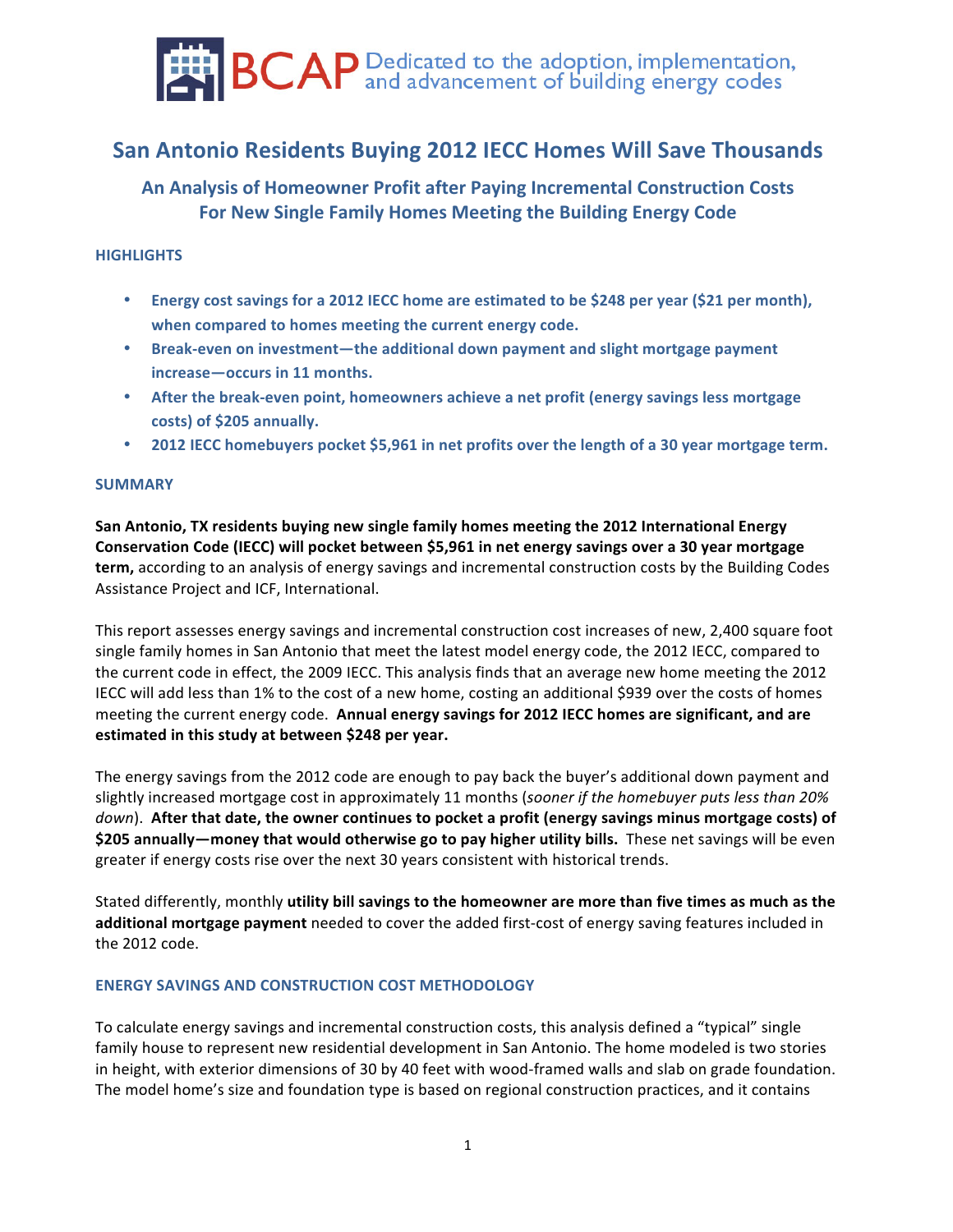BCAP Dedicated to the adoption, implementation, and advancement of building energy codes

# San Antonio Residents Buying 2012 IECC Homes Will Save Thousands

## An Analysis of Homeowner Profit after Paying Incremental Construction Costs For New Single Family Homes Meeting the Building Energy Code

### HIGHLIGHTS

- **Energy cost savings for a 2012 IECC home are estimated to be $248 per year ($21 per month), when compared to homes meeting the current energy code.**
- **Break-even on investment—the additional down payment and slight mortgage payment increase—occurs in 11 months.**
- **After the break-even point, homeowners achieve a net profit (energy savings less mortgage costs) of $205 annually.**
- **2012 IECC homebuyers pocket $5,961 in net profits over the length of a 30 year mortgage term.**

### SUMMARY

**San Antonio, TX residents buying new single family homes meeting the 2012 International Energy Conservation Code (IECC) will pocket between $5,961 in net energy savings over a 30 year mortgage term,** according to an analysis of energy savings and incremental construction costs by the Building Codes Assistance Project and ICF, International.

This report assesses energy savings and incremental construction cost increases of new, 2,400 square foot single family homes in San Antonio that meet the latest model energy code, the 2012 IECC, compared to the current code in effect, the 2009 IECC. This analysis finds that an average new home meeting the 2012 IECC will add less than 1% to the cost of a new home, costing an additional $939 over the costs of homes meeting the current energy code. **Annual energy savings for 2012 IECC homes are significant, and are estimated in this study at between $248 per year.**

The energy savings from the 2012 code are enough to pay back the buyer's additional down payment and slightly increased mortgage cost in approximately 11 months (*sooner if the homebuyer puts less than 20% down*). **After that date, the owner continues to pocket a profit (energy savings minus mortgage costs) of $205 annually—money that would otherwise go to pay higher utility bills.** These net savings will be even greater if energy costs rise over the next 30 years consistent with historical trends.

Stated differently, monthly **utility bill savings to the homeowner are more than five times as much as the additional mortgage payment** needed to cover the added first-cost of energy saving features included in the 2012 code.

### ENERGY SAVINGS AND CONSTRUCTION COST METHODOLOGY

To calculate energy savings and incremental construction costs, this analysis defined a "typical" single family house to represent new residential development in San Antonio. The home modeled is two stories in height, with exterior dimensions of 30 by 40 feet with wood-framed walls and slab on grade foundation. The model home's size and foundation type is based on regional construction practices, and it contains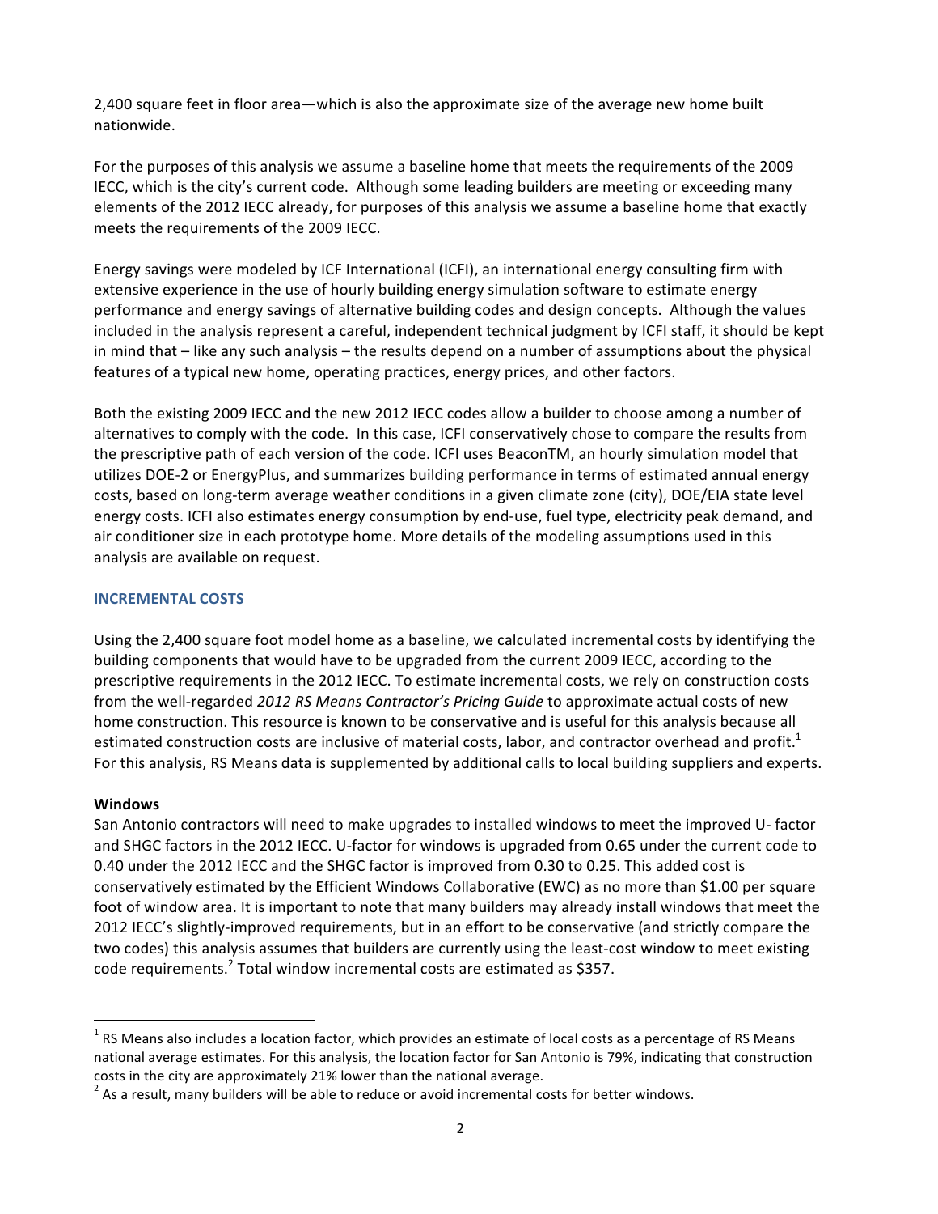2,400 square feet in floor area—which is also the approximate size of the average new home built nationwide.

For the purposes of this analysis we assume a baseline home that meets the requirements of the 2009 IECC, which is the city's current code. Although some leading builders are meeting or exceeding many elements of the 2012 IECC already, for purposes of this analysis we assume a baseline home that exactly meets the requirements of the 2009 IECC.

Energy savings were modeled by ICF International (ICFI), an international energy consulting firm with extensive experience in the use of hourly building energy simulation software to estimate energy performance and energy savings of alternative building codes and design concepts. Although the values included in the analysis represent a careful, independent technical judgment by ICFI staff, it should be kept in mind that – like any such analysis – the results depend on a number of assumptions about the physical features of a typical new home, operating practices, energy prices, and other factors.

Both the existing 2009 IECC and the new 2012 IECC codes allow a builder to choose among a number of alternatives to comply with the code. In this case, ICFI conservatively chose to compare the results from the prescriptive path of each version of the code. ICFI uses BeaconTM, an hourly simulation model that utilizes DOE-2 or EnergyPlus, and summarizes building performance in terms of estimated annual energy costs, based on long-term average weather conditions in a given climate zone (city), DOE/EIA state level energy costs. ICFI also estimates energy consumption by end-use, fuel type, electricity peak demand, and air conditioner size in each prototype home. More details of the modeling assumptions used in this analysis are available on request.

## INCREMENTAL COSTS

Using the 2,400 square foot model home as a baseline, we calculated incremental costs by identifying the building components that would have to be upgraded from the current 2009 IECC, according to the prescriptive requirements in the 2012 IECC. To estimate incremental costs, we rely on construction costs from the well-regarded *2012 RS Means Contractor's Pricing Guide* to approximate actual costs of new home construction. This resource is known to be conservative and is useful for this analysis because all estimated construction costs are inclusive of material costs, labor, and contractor overhead and profit.[1] For this analysis, RS Means data is supplemented by additional calls to local building suppliers and experts.

**Windows**

San Antonio contractors will need to make upgrades to installed windows to meet the improved U- factor and SHGC factors in the 2012 IECC. U-factor for windows is upgraded from 0.65 under the current code to 0.40 under the 2012 IECC and the SHGC factor is improved from 0.30 to 0.25. This added cost is conservatively estimated by the Efficient Windows Collaborative (EWC) as no more than $1.00 per square foot of window area. It is important to note that many builders may already install windows that meet the 2012 IECC's slightly-improved requirements, but in an effort to be conservative (and strictly compare the two codes) this analysis assumes that builders are currently using the least-cost window to meet existing code requirements.[2] Total window incremental costs are estimated as $357.

---

[1] RS Means also includes a location factor, which provides an estimate of local costs as a percentage of RS Means national average estimates. For this analysis, the location factor for San Antonio is 79%, indicating that construction costs in the city are approximately 21% lower than the national average.

[2] As a result, many builders will be able to reduce or avoid incremental costs for better windows.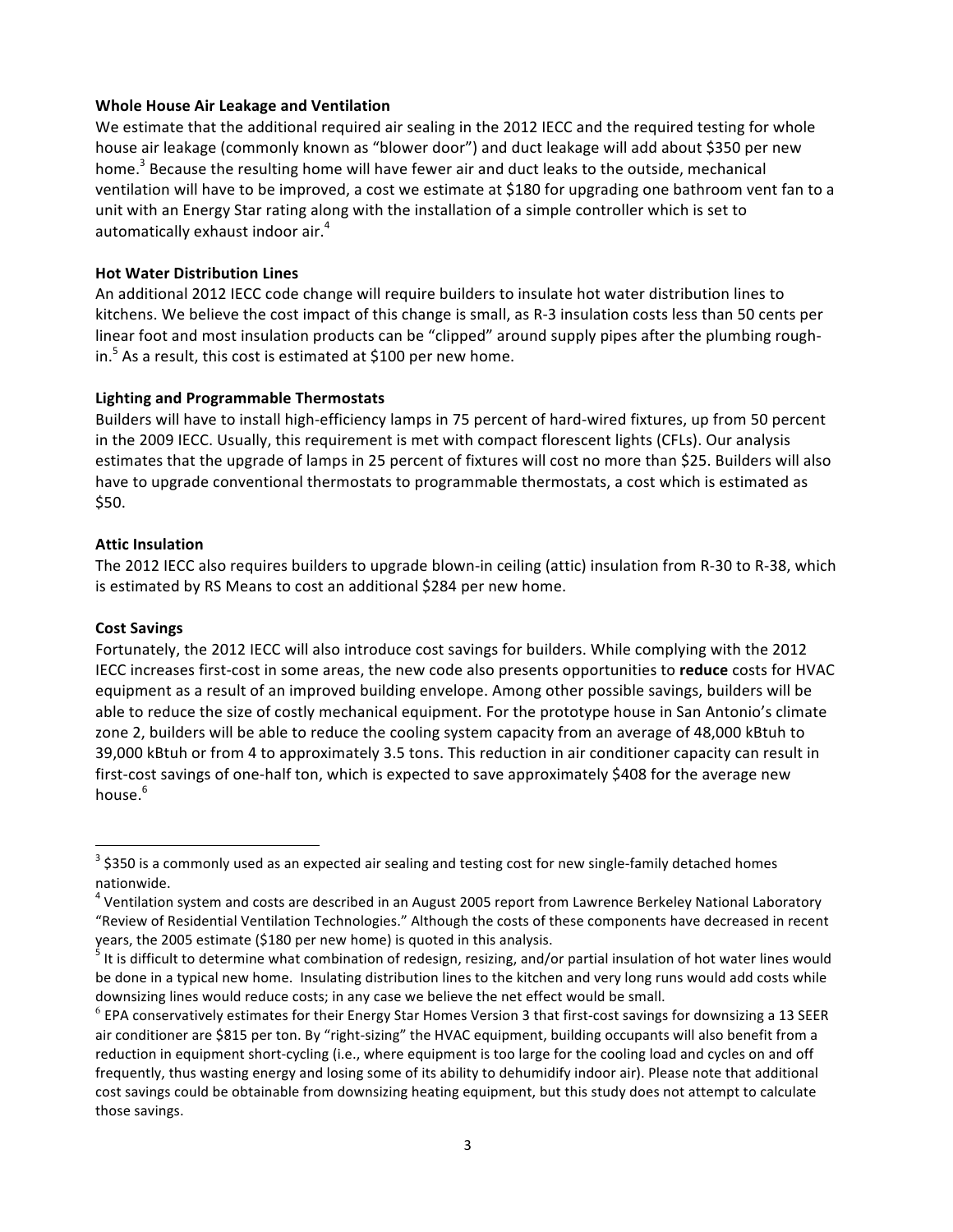**Whole House Air Leakage and Ventilation**

We estimate that the additional required air sealing in the 2012 IECC and the required testing for whole house air leakage (commonly known as "blower door") and duct leakage will add about $350 per new home.[3] Because the resulting home will have fewer air and duct leaks to the outside, mechanical ventilation will have to be improved, a cost we estimate at $180 for upgrading one bathroom vent fan to a unit with an Energy Star rating along with the installation of a simple controller which is set to automatically exhaust indoor air.[4]

**Hot Water Distribution Lines**

An additional 2012 IECC code change will require builders to insulate hot water distribution lines to kitchens. We believe the cost impact of this change is small, as R-3 insulation costs less than 50 cents per linear foot and most insulation products can be "clipped" around supply pipes after the plumbing rough-in.[5] As a result, this cost is estimated at $100 per new home.

**Lighting and Programmable Thermostats**

Builders will have to install high-efficiency lamps in 75 percent of hard-wired fixtures, up from 50 percent in the 2009 IECC. Usually, this requirement is met with compact florescent lights (CFLs). Our analysis estimates that the upgrade of lamps in 25 percent of fixtures will cost no more than $25. Builders will also have to upgrade conventional thermostats to programmable thermostats, a cost which is estimated as $50.

**Attic Insulation**

The 2012 IECC also requires builders to upgrade blown-in ceiling (attic) insulation from R-30 to R-38, which is estimated by RS Means to cost an additional $284 per new home.

**Cost Savings**

Fortunately, the 2012 IECC will also introduce cost savings for builders. While complying with the 2012 IECC increases first-cost in some areas, the new code also presents opportunities to **reduce** costs for HVAC equipment as a result of an improved building envelope. Among other possible savings, builders will be able to reduce the size of costly mechanical equipment. For the prototype house in San Antonio's climate zone 2, builders will be able to reduce the cooling system capacity from an average of 48,000 kBtuh to 39,000 kBtuh or from 4 to approximately 3.5 tons. This reduction in air conditioner capacity can result in first-cost savings of one-half ton, which is expected to save approximately $408 for the average new house.[6]

---

[3] $350 is a commonly used as an expected air sealing and testing cost for new single-family detached homes nationwide.

[4] Ventilation system and costs are described in an August 2005 report from Lawrence Berkeley National Laboratory "Review of Residential Ventilation Technologies." Although the costs of these components have decreased in recent years, the 2005 estimate ($180 per new home) is quoted in this analysis.

[5] It is difficult to determine what combination of redesign, resizing, and/or partial insulation of hot water lines would be done in a typical new home. Insulating distribution lines to the kitchen and very long runs would add costs while downsizing lines would reduce costs; in any case we believe the net effect would be small.

[6] EPA conservatively estimates for their Energy Star Homes Version 3 that first-cost savings for downsizing a 13 SEER air conditioner are $815 per ton. By "right-sizing" the HVAC equipment, building occupants will also benefit from a reduction in equipment short-cycling (i.e., where equipment is too large for the cooling load and cycles on and off frequently, thus wasting energy and losing some of its ability to dehumidify indoor air). Please note that additional cost savings could be obtainable from downsizing heating equipment, but this study does not attempt to calculate those savings.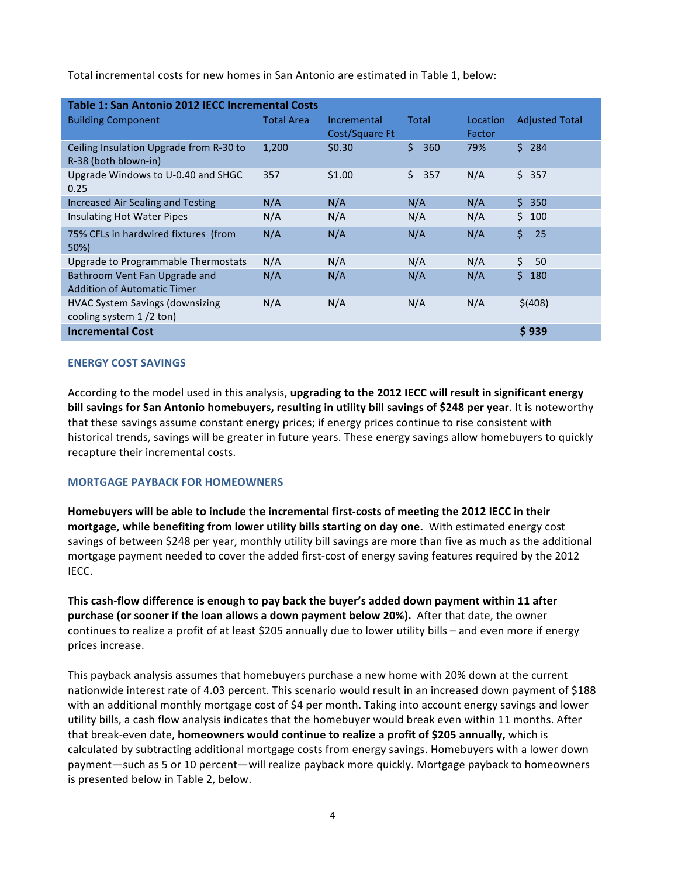Total incremental costs for new homes in San Antonio are estimated in Table 1, below:

| Table 1: San Antonio 2012 IECC Incremental Costs | | | | | |
|---|---|---|---|---|---|
| Building Component | Total Area | Incremental Cost/Square Ft | Total | Location Factor | Adjusted Total |
| Ceiling Insulation Upgrade from R-30 to R-38 (both blown-in) | 1,200 | $0.30 | $ 360 | 79% | $ 284 |
| Upgrade Windows to U-0.40 and SHGC 0.25 | 357 | $1.00 | $ 357 | N/A | $ 357 |
| Increased Air Sealing and Testing | N/A | N/A | N/A | N/A | $ 350 |
| Insulating Hot Water Pipes | N/A | N/A | N/A | N/A | $ 100 |
| 75% CFLs in hardwired fixtures (from 50%) | N/A | N/A | N/A | N/A | $ 25 |
| Upgrade to Programmable Thermostats | N/A | N/A | N/A | N/A | $ 50 |
| Bathroom Vent Fan Upgrade and Addition of Automatic Timer | N/A | N/A | N/A | N/A | $ 180 |
| HVAC System Savings (downsizing cooling system 1 /2 ton) | N/A | N/A | N/A | N/A | $(408) |
| **Incremental Cost** | | | | | **$ 939** |

### ENERGY COST SAVINGS

According to the model used in this analysis, **upgrading to the 2012 IECC will result in significant energy bill savings for San Antonio homebuyers, resulting in utility bill savings of $248 per year**. It is noteworthy that these savings assume constant energy prices; if energy prices continue to rise consistent with historical trends, savings will be greater in future years. These energy savings allow homebuyers to quickly recapture their incremental costs.

### MORTGAGE PAYBACK FOR HOMEOWNERS

**Homebuyers will be able to include the incremental first-costs of meeting the 2012 IECC in their mortgage, while benefiting from lower utility bills starting on day one.** With estimated energy cost savings of between $248 per year, monthly utility bill savings are more than five as much as the additional mortgage payment needed to cover the added first-cost of energy saving features required by the 2012 IECC.

**This cash-flow difference is enough to pay back the buyer's added down payment within 11 after purchase (or sooner if the loan allows a down payment below 20%).** After that date, the owner continues to realize a profit of at least $205 annually due to lower utility bills – and even more if energy prices increase.

This payback analysis assumes that homebuyers purchase a new home with 20% down at the current nationwide interest rate of 4.03 percent. This scenario would result in an increased down payment of $188 with an additional monthly mortgage cost of $4 per month. Taking into account energy savings and lower utility bills, a cash flow analysis indicates that the homebuyer would break even within 11 months. After that break-even date, **homeowners would continue to realize a profit of $205 annually,** which is calculated by subtracting additional mortgage costs from energy savings. Homebuyers with a lower down payment—such as 5 or 10 percent—will realize payback more quickly. Mortgage payback to homeowners is presented below in Table 2, below.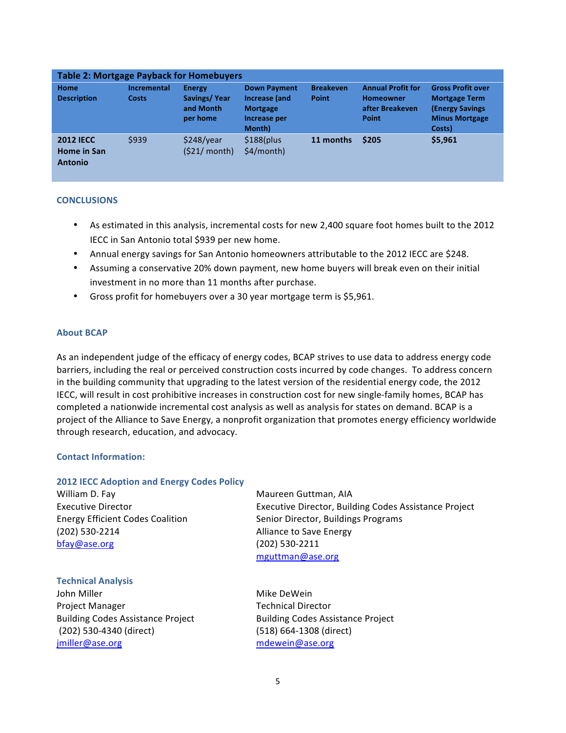**Table 2: Mortgage Payback for Homebuyers**

| Home Description | Incremental Costs | Energy Savings/ Year and Month per home | Down Payment Increase (and Mortgage Increase per Month) | Breakeven Point | Annual Profit for Homeowner after Breakeven Point | Gross Profit over Mortgage Term (Energy Savings Minus Mortgage Costs) |
|---|---|---|---|---|---|---|
| **2012 IECC Home in San Antonio** | $939 | $248/year ($21/ month) | $188(plus $4/month) | **11 months** | **$205** | **$5,961** |

## CONCLUSIONS

- As estimated in this analysis, incremental costs for new 2,400 square foot homes built to the 2012 IECC in San Antonio total $939 per new home.
- Annual energy savings for San Antonio homeowners attributable to the 2012 IECC are $248.
- Assuming a conservative 20% down payment, new home buyers will break even on their initial investment in no more than 11 months after purchase.
- Gross profit for homebuyers over a 30 year mortgage term is $5,961.

## About BCAP

As an independent judge of the efficacy of energy codes, BCAP strives to use data to address energy code barriers, including the real or perceived construction costs incurred by code changes. To address concern in the building community that upgrading to the latest version of the residential energy code, the 2012 IECC, will result in cost prohibitive increases in construction cost for new single-family homes, BCAP has completed a nationwide incremental cost analysis as well as analysis for states on demand. BCAP is a project of the Alliance to Save Energy, a nonprofit organization that promotes energy efficiency worldwide through research, education, and advocacy.

## Contact Information:

### 2012 IECC Adoption and Energy Codes Policy

William D. Fay
Executive Director
Energy Efficient Codes Coalition
(202) 530-2214
bfay@ase.org

Maureen Guttman, AIA
Executive Director, Building Codes Assistance Project
Senior Director, Buildings Programs
Alliance to Save Energy
(202) 530-2211
mguttman@ase.org

### Technical Analysis

John Miller
Project Manager
Building Codes Assistance Project
(202) 530-4340 (direct)
jmiller@ase.org

Mike DeWein
Technical Director
Building Codes Assistance Project
(518) 664-1308 (direct)
mdewein@ase.org